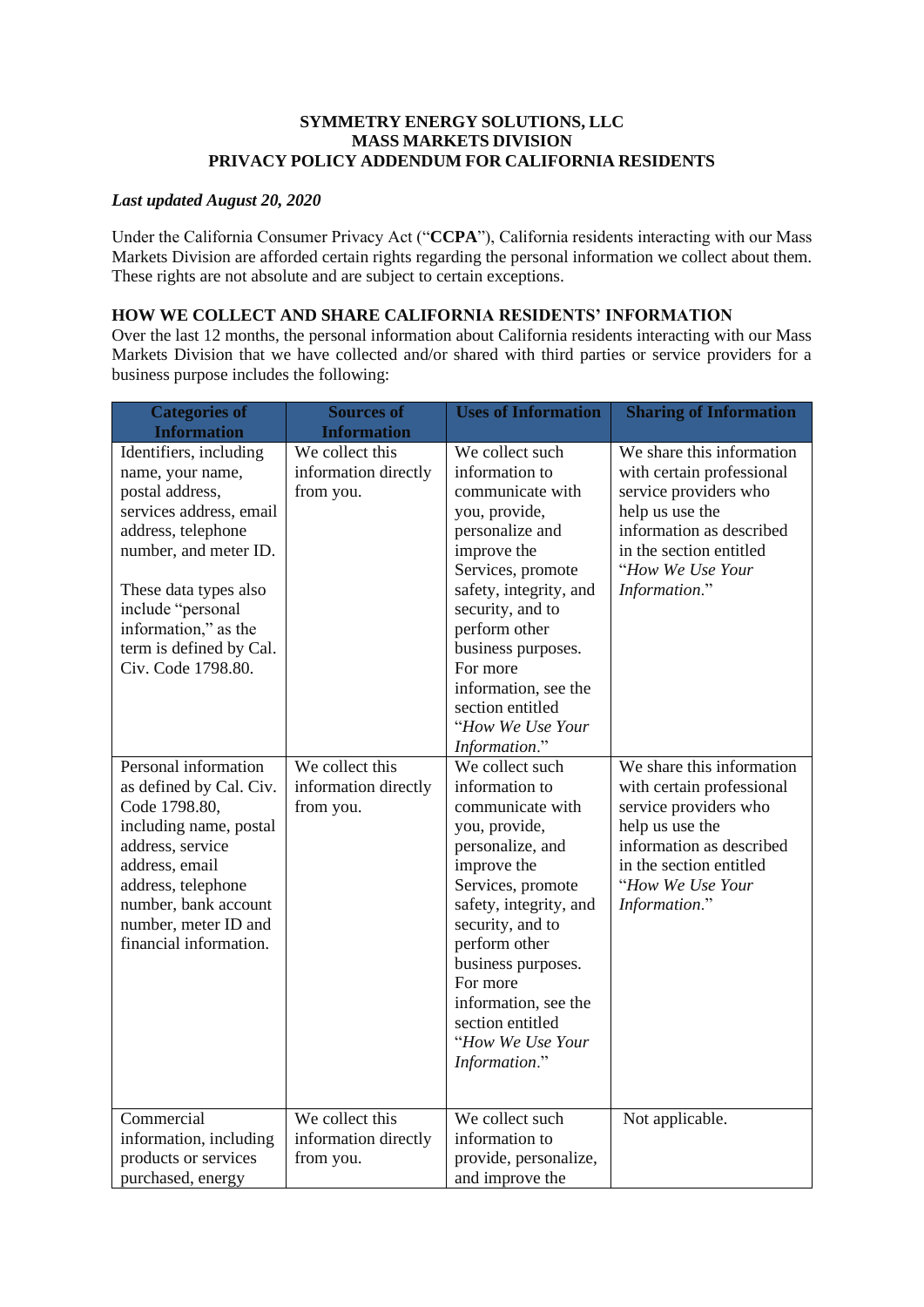**SYMMETRY ENERGY SOLUTIONS, LLC**
**MASS MARKETS DIVISION**
**PRIVACY POLICY ADDENDUM FOR CALIFORNIA RESIDENTS**

***Last updated August 20, 2020***

Under the California Consumer Privacy Act ("**CCPA**"), California residents interacting with our Mass Markets Division are afforded certain rights regarding the personal information we collect about them. These rights are not absolute and are subject to certain exceptions.

## HOW WE COLLECT AND SHARE CALIFORNIA RESIDENTS' INFORMATION

Over the last 12 months, the personal information about California residents interacting with our Mass Markets Division that we have collected and/or shared with third parties or service providers for a business purpose includes the following:

| Categories of Information | Sources of Information | Uses of Information | Sharing of Information |
|---|---|---|---|
| Identifiers, including name, your name, postal address, services address, email address, telephone number, and meter ID.<br><br>These data types also include "personal information," as the term is defined by Cal. Civ. Code 1798.80. | We collect this information directly from you. | We collect such information to communicate with you, provide, personalize and improve the Services, promote safety, integrity, and security, and to perform other business purposes. For more information, see the section entitled "*How We Use Your Information*." | We share this information with certain professional service providers who help us use the information as described in the section entitled "*How We Use Your Information*." |
| Personal information as defined by Cal. Civ. Code 1798.80, including name, postal address, service address, email address, telephone number, bank account number, meter ID and financial information. | We collect this information directly from you. | We collect such information to communicate with you, provide, personalize, and improve the Services, promote safety, integrity, and security, and to perform other business purposes. For more information, see the section entitled "*How We Use Your Information*." | We share this information with certain professional service providers who help us use the information as described in the section entitled "*How We Use Your Information*." |
| Commercial information, including products or services purchased, energy | We collect this information directly from you. | We collect such information to provide, personalize, and improve the | Not applicable. |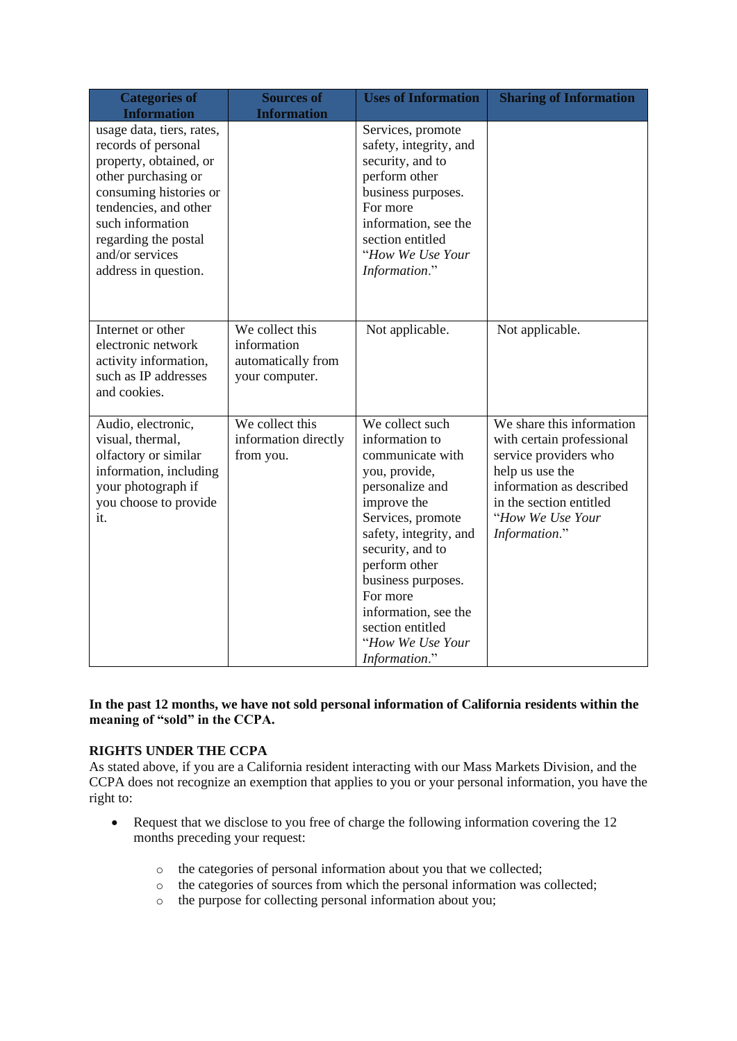| Categories of Information | Sources of Information | Uses of Information | Sharing of Information |
|---|---|---|---|
| usage data, tiers, rates, records of personal property, obtained, or other purchasing or consuming histories or tendencies, and other such information regarding the postal and/or services address in question. | | Services, promote safety, integrity, and security, and to perform other business purposes. For more information, see the section entitled "*How We Use Your Information*." | |
| Internet or other electronic network activity information, such as IP addresses and cookies. | We collect this information automatically from your computer. | Not applicable. | Not applicable. |
| Audio, electronic, visual, thermal, olfactory or similar information, including your photograph if you choose to provide it. | We collect this information directly from you. | We collect such information to communicate with you, provide, personalize and improve the Services, promote safety, integrity, and security, and to perform other business purposes. For more information, see the section entitled "*How We Use Your Information*." | We share this information with certain professional service providers who help us use the information as described in the section entitled "*How We Use Your Information*." |

**In the past 12 months, we have not sold personal information of California residents within the meaning of "sold" in the CCPA.**

**RIGHTS UNDER THE CCPA**

As stated above, if you are a California resident interacting with our Mass Markets Division, and the CCPA does not recognize an exemption that applies to you or your personal information, you have the right to:

- Request that we disclose to you free of charge the following information covering the 12 months preceding your request:
  - the categories of personal information about you that we collected;
  - the categories of sources from which the personal information was collected;
  - the purpose for collecting personal information about you;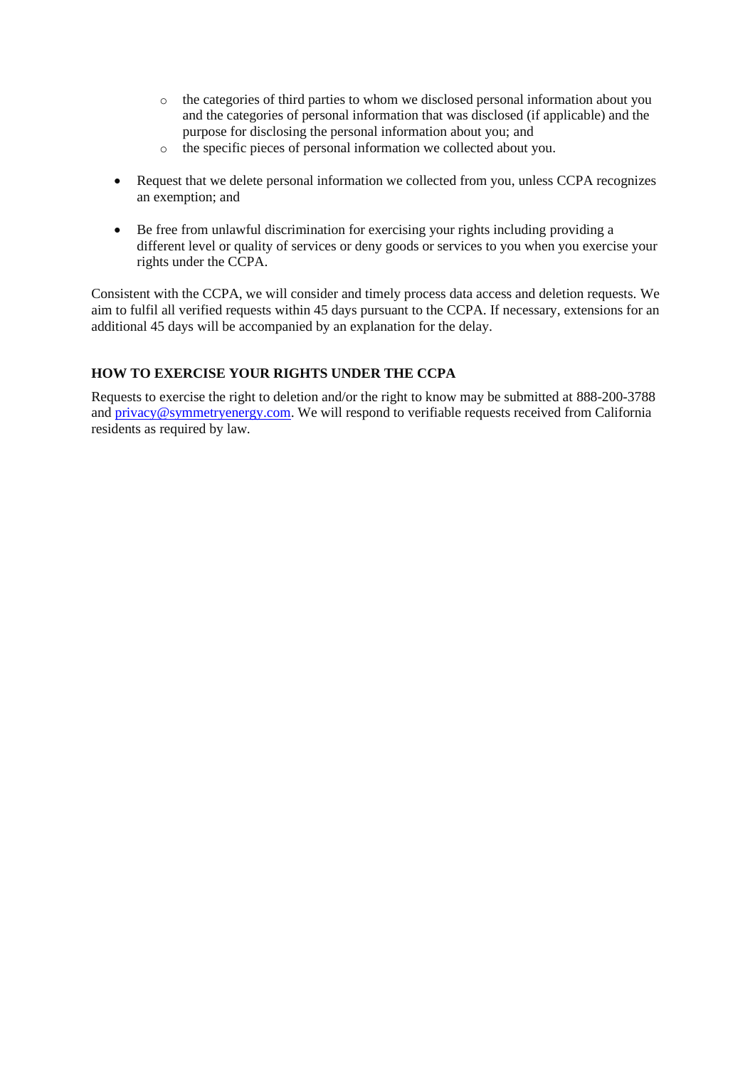- the categories of third parties to whom we disclosed personal information about you and the categories of personal information that was disclosed (if applicable) and the purpose for disclosing the personal information about you; and
  - the specific pieces of personal information we collected about you.

- Request that we delete personal information we collected from you, unless CCPA recognizes an exemption; and

- Be free from unlawful discrimination for exercising your rights including providing a different level or quality of services or deny goods or services to you when you exercise your rights under the CCPA.

Consistent with the CCPA, we will consider and timely process data access and deletion requests. We aim to fulfil all verified requests within 45 days pursuant to the CCPA. If necessary, extensions for an additional 45 days will be accompanied by an explanation for the delay.

**HOW TO EXERCISE YOUR RIGHTS UNDER THE CCPA**

Requests to exercise the right to deletion and/or the right to know may be submitted at 888-200-3788 and privacy@symmetryenergy.com. We will respond to verifiable requests received from California residents as required by law.